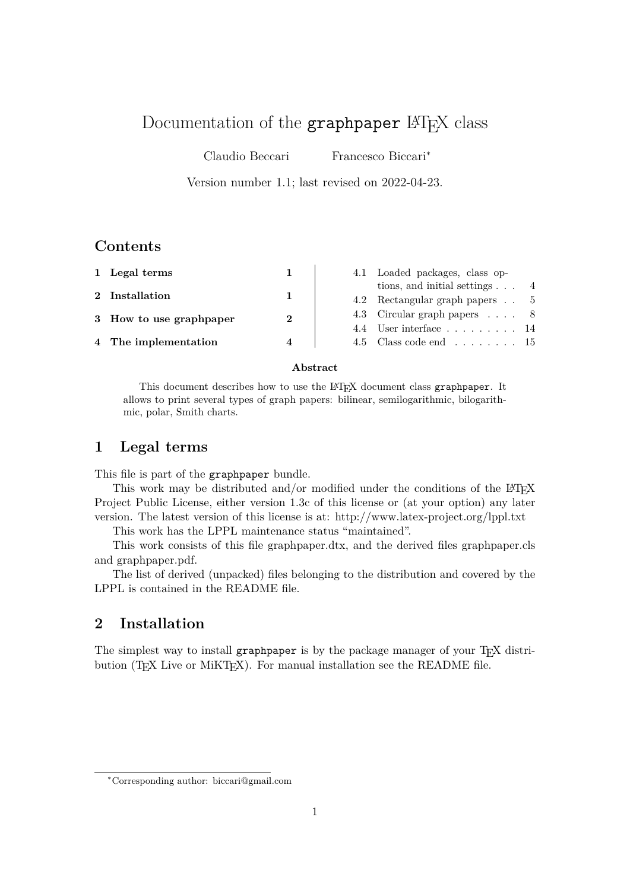# Documentation of the graphpaper LaTeX class

Claudio Beccari    Francesco Biccari[*]

Version number 1.1; last revised on 2022-04-23.

## Contents

1 Legal terms 1

2 Installation 1

3 How to use graphpaper 2

4 The implementation 4

- 4.1 Loaded packages, class options, and initial settings . . . 4
- 4.2 Rectangular graph papers . . 5
- 4.3 Circular graph papers . . . . 8
- 4.4 User interface . . . . . . . . . 14
- 4.5 Class code end . . . . . . . . 15

**Abstract**

This document describes how to use the LaTeX document class `graphpaper`. It allows to print several types of graph papers: bilinear, semilogarithmic, bilogarithmic, polar, Smith charts.

## 1 Legal terms

This file is part of the `graphpaper` bundle.

This work may be distributed and/or modified under the conditions of the LaTeX Project Public License, either version 1.3c of this license or (at your option) any later version. The latest version of this license is at: http://www.latex-project.org/lppl.txt

This work has the LPPL maintenance status "maintained".

This work consists of this file graphpaper.dtx, and the derived files graphpaper.cls and graphpaper.pdf.

The list of derived (unpacked) files belonging to the distribution and covered by the LPPL is contained in the README file.

## 2 Installation

The simplest way to install `graphpaper` is by the package manager of your TeX distribution (TeX Live or MiKTeX). For manual installation see the README file.

[*] Corresponding author: biccari@gmail.com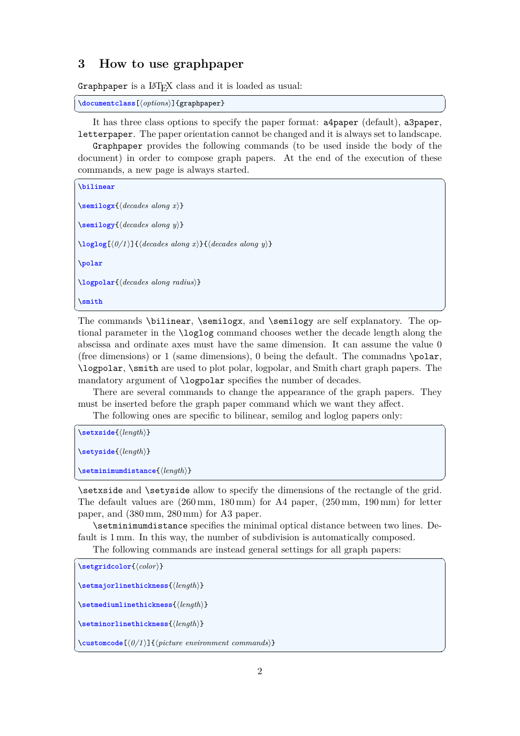## 3 How to use graphpaper

Graphpaper is a LaTeX class and it is loaded as usual:

```
\documentclass[⟨options⟩]{graphpaper}
```

It has three class options to specify the paper format: a4paper (default), a3paper, letterpaper. The paper orientation cannot be changed and it is always set to landscape.

Graphpaper provides the following commands (to be used inside the body of the document) in order to compose graph papers. At the end of the execution of these commands, a new page is always started.

```
\bilinear

\semilogx{⟨decades along x⟩}

\semilogy{⟨decades along y⟩}

\loglog[⟨0/1⟩]{⟨decades along x⟩}{⟨decades along y⟩}

\polar

\logpolar{⟨decades along radius⟩}

\smith
```

The commands \bilinear, \semilogx, and \semilogy are self explanatory. The optional parameter in the \loglog command chooses wether the decade length along the abscissa and ordinate axes must have the same dimension. It can assume the value 0 (free dimensions) or 1 (same dimensions), 0 being the default. The commadns \polar, \logpolar, \smith are used to plot polar, logpolar, and Smith chart graph papers. The mandatory argument of \logpolar specifies the number of decades.

There are several commands to change the appearance of the graph papers. They must be inserted before the graph paper command which we want they affect.

The following ones are specific to bilinear, semilog and loglog papers only:

```
\setxside{⟨length⟩}

\setyside{⟨length⟩}

\setminimumdistance{⟨length⟩}
```

\setxside and \setyside allow to specify the dimensions of the rectangle of the grid. The default values are (260 mm, 180 mm) for A4 paper, (250 mm, 190 mm) for letter paper, and (380 mm, 280 mm) for A3 paper.

\setminimumdistance specifies the minimal optical distance between two lines. Default is 1 mm. In this way, the number of subdivision is automatically composed.

The following commands are instead general settings for all graph papers:

```
\setgridcolor{⟨color⟩}

\setmajorlinethickness{⟨length⟩}

\setmediumlinethickness{⟨length⟩}

\setminorlinethickness{⟨length⟩}

\customcode[⟨0/1⟩]{⟨picture environment commands⟩}
```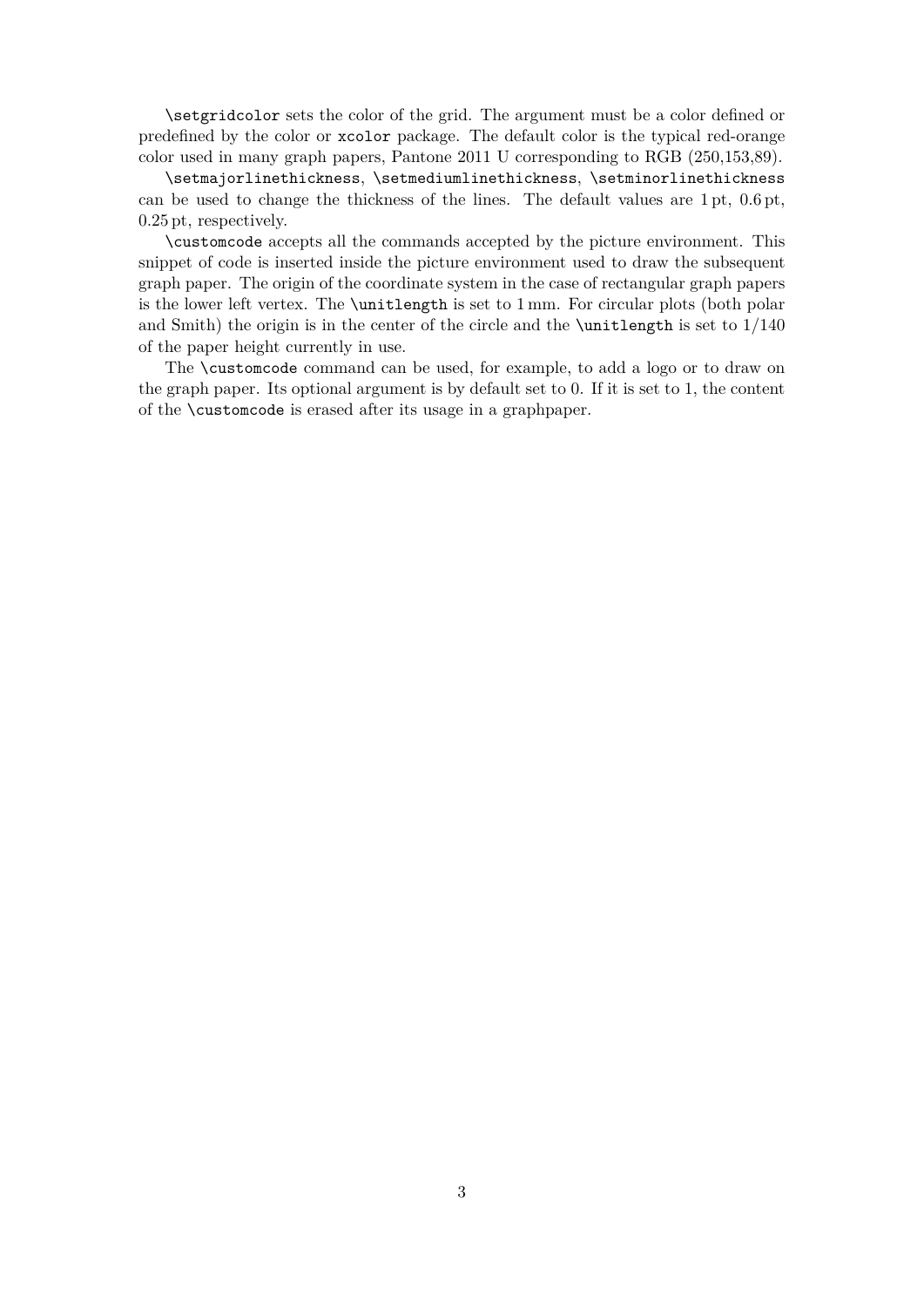`\setgridcolor` sets the color of the grid. The argument must be a color defined or predefined by the color or `xcolor` package. The default color is the typical red-orange color used in many graph papers, Pantone 2011 U corresponding to RGB (250,153,89).

`\setmajorlinethickness`, `\setmediumlinethickness`, `\setminorlinethickness` can be used to change the thickness of the lines. The default values are 1 pt, 0.6 pt, 0.25 pt, respectively.

`\customcode` accepts all the commands accepted by the picture environment. This snippet of code is inserted inside the picture environment used to draw the subsequent graph paper. The origin of the coordinate system in the case of rectangular graph papers is the lower left vertex. The `\unitlength` is set to 1 mm. For circular plots (both polar and Smith) the origin is in the center of the circle and the `\unitlength` is set to $1/140$ of the paper height currently in use.

The `\customcode` command can be used, for example, to add a logo or to draw on the graph paper. Its optional argument is by default set to 0. If it is set to 1, the content of the `\customcode` is erased after its usage in a graphpaper.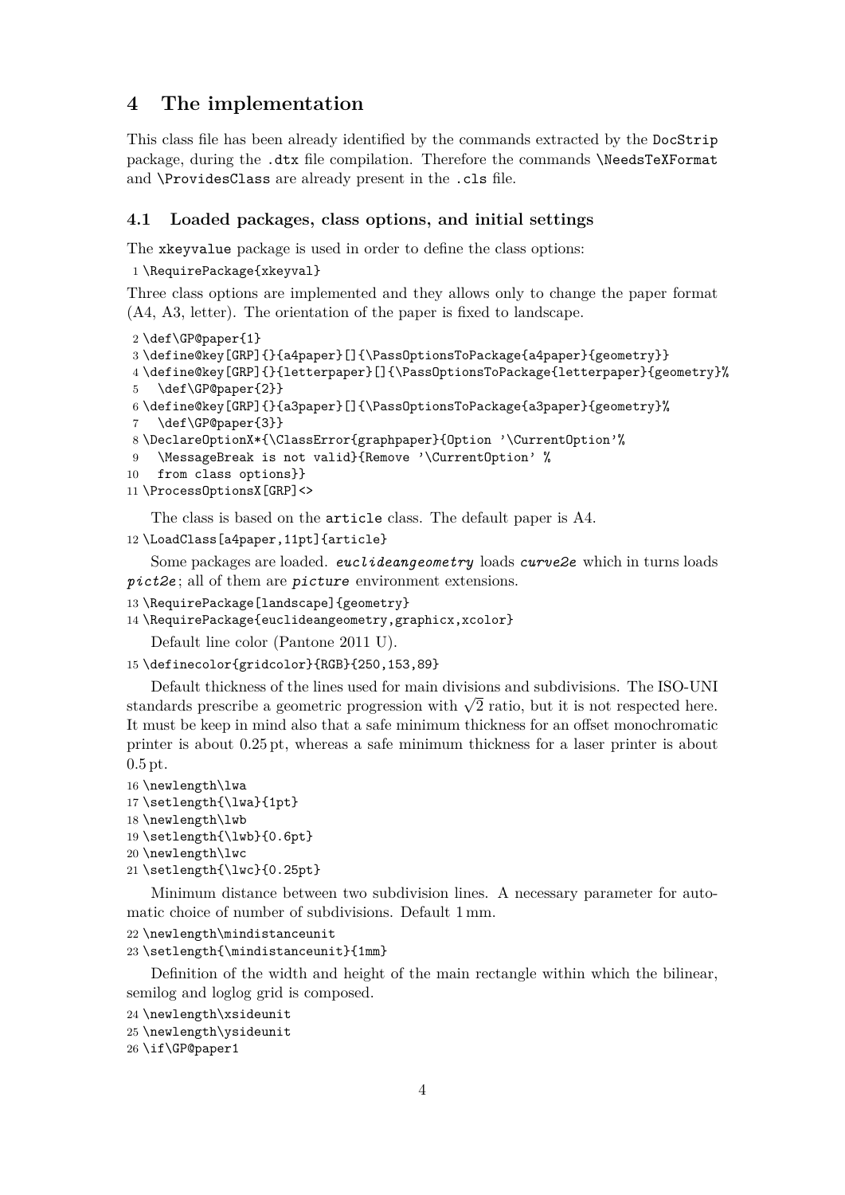## 4 The implementation

This class file has been already identified by the commands extracted by the `DocStrip` package, during the `.dtx` file compilation. Therefore the commands `\NeedsTeXFormat` and `\ProvidesClass` are already present in the `.cls` file.

### 4.1 Loaded packages, class options, and initial settings

The `xkeyvalue` package is used in order to define the class options:

```
1 \RequirePackage{xkeyval}
```

Three class options are implemented and they allows only to change the paper format (A4, A3, letter). The orientation of the paper is fixed to landscape.

```
2 \def\GP@paper{1}
3 \define@key[GRP]{}{a4paper}[]{\PassOptionsToPackage{a4paper}{geometry}}
4 \define@key[GRP]{}{letterpaper}[]{\PassOptionsToPackage{letterpaper}{geometry}%
5   \def\GP@paper{2}}
6 \define@key[GRP]{}{a3paper}[]{\PassOptionsToPackage{a3paper}{geometry}%
7   \def\GP@paper{3}}
8 \DeclareOptionX*{\ClassError{graphpaper}{Option '\CurrentOption'%
9   \MessageBreak is not valid}{Remove '\CurrentOption' %
10  from class options}}
11 \ProcessOptionsX[GRP]<>
```

The class is based on the `article` class. The default paper is A4.

```
12 \LoadClass[a4paper,11pt]{article}
```

Some packages are loaded. *euclideangeometry* loads *curve2e* which in turns loads *pict2e*; all of them are *picture* environment extensions.

```
13 \RequirePackage[landscape]{geometry}
14 \RequirePackage{euclideangeometry,graphicx,xcolor}
```

Default line color (Pantone 2011 U).

```
15 \definecolor{gridcolor}{RGB}{250,153,89}
```

Default thickness of the lines used for main divisions and subdivisions. The ISO-UNI standards prescribe a geometric progression with $\sqrt{2}$ ratio, but it is not respected here. It must be keep in mind also that a safe minimum thickness for an offset monochromatic printer is about 0.25 pt, whereas a safe minimum thickness for a laser printer is about 0.5 pt.

```
16 \newlength\lwa
17 \setlength{\lwa}{1pt}
18 \newlength\lwb
19 \setlength{\lwb}{0.6pt}
20 \newlength\lwc
21 \setlength{\lwc}{0.25pt}
```

Minimum distance between two subdivision lines. A necessary parameter for automatic choice of number of subdivisions. Default 1 mm.

```
22 \newlength\mindistanceunit
23 \setlength{\mindistanceunit}{1mm}
```

Definition of the width and height of the main rectangle within which the bilinear, semilog and loglog grid is composed.

```
24 \newlength\xsideunit
25 \newlength\ysideunit
26 \if\GP@paper1
```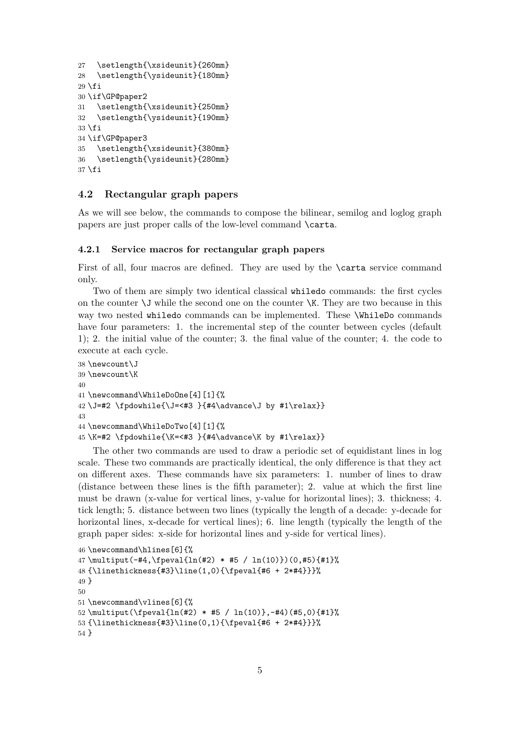```
27  \setlength{\xsideunit}{260mm}
28  \setlength{\ysideunit}{180mm}
29 \fi
30 \if\GP@paper2
31  \setlength{\xsideunit}{250mm}
32  \setlength{\ysideunit}{190mm}
33 \fi
34 \if\GP@paper3
35  \setlength{\xsideunit}{380mm}
36  \setlength{\ysideunit}{280mm}
37 \fi
```

### 4.2 Rectangular graph papers

As we will see below, the commands to compose the bilinear, semilog and loglog graph papers are just proper calls of the low-level command `\carta`.

#### 4.2.1 Service macros for rectangular graph papers

First of all, four macros are defined. They are used by the `\carta` service command only.

Two of them are simply two identical classical `whiledo` commands: the first cycles on the counter `\J` while the second one on the counter `\K`. They are two because in this way two nested `whiledo` commands can be implemented. These `\WhileDo` commands have four parameters: 1. the incremental step of the counter between cycles (default 1); 2. the initial value of the counter; 3. the final value of the counter; 4. the code to execute at each cycle.

```
38 \newcount\J
39 \newcount\K
40
41 \newcommand\WhileDoOne[4][1]{%
42 \J=#2 \fpdowhile{\J=<#3 }{#4\advance\J by #1\relax}}
43
44 \newcommand\WhileDoTwo[4][1]{%
45 \K=#2 \fpdowhile{\K=<#3 }{#4\advance\K by #1\relax}}
```

The other two commands are used to draw a periodic set of equidistant lines in log scale. These two commands are practically identical, the only difference is that they act on different axes. These commands have six parameters: 1. number of lines to draw (distance between these lines is the fifth parameter); 2. value at which the first line must be drawn (x-value for vertical lines, y-value for horizontal lines); 3. thickness; 4. tick length; 5. distance between two lines (typically the length of a decade: y-decade for horizontal lines, x-decade for vertical lines); 6. line length (typically the length of the graph paper sides: x-side for horizontal lines and y-side for vertical lines).

```
46 \newcommand\hlines[6]{%
47 \multiput(-#4,\fpeval{ln(#2) * #5 / ln(10)})(0,#5){#1}%
48 {\linethickness{#3}\line(1,0){\fpeval{#6 + 2*#4}}}%
49 }
50
51 \newcommand\vlines[6]{%
52 \multiput(\fpeval{ln(#2) * #5 / ln(10)},-#4)(#5,0){#1}%
53 {\linethickness{#3}\line(0,1){\fpeval{#6 + 2*#4}}}%
54 }
```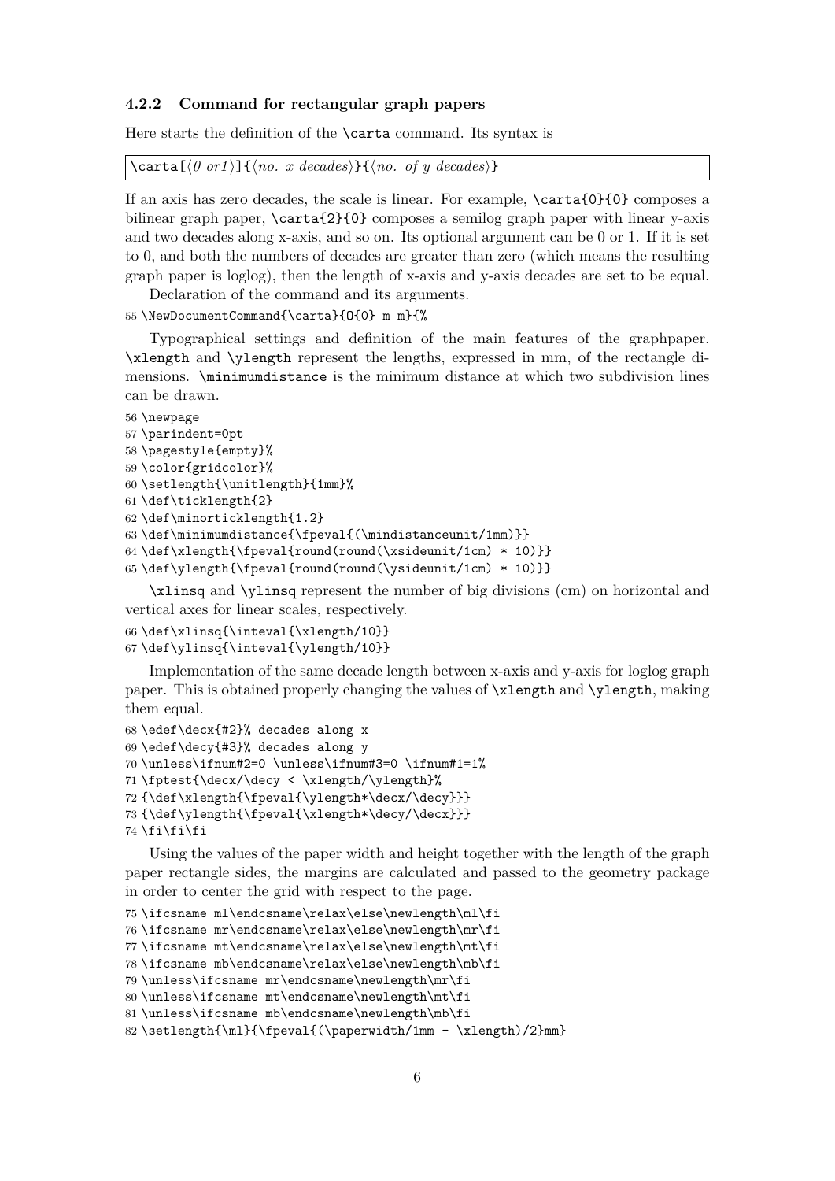### 4.2.2 Command for rectangular graph papers

Here starts the definition of the `\carta` command. Its syntax is

```
\carta[⟨0 or1⟩]{⟨no. x decades⟩}{⟨no. of y decades⟩}
```

If an axis has zero decades, the scale is linear. For example, `\carta{0}{0}` composes a bilinear graph paper, `\carta{2}{0}` composes a semilog graph paper with linear y-axis and two decades along x-axis, and so on. Its optional argument can be 0 or 1. If it is set to 0, and both the numbers of decades are greater than zero (which means the resulting graph paper is loglog), then the length of x-axis and y-axis decades are set to be equal.

Declaration of the command and its arguments.

```
55 \NewDocumentCommand{\carta}{O{0} m m}{%
```

Typographical settings and definition of the main features of the graphpaper. `\xlength` and `\ylength` represent the lengths, expressed in mm, of the rectangle dimensions. `\minimumdistance` is the minimum distance at which two subdivision lines can be drawn.

```
56 \newpage
57 \parindent=0pt
58 \pagestyle{empty}%
59 \color{gridcolor}%
60 \setlength{\unitlength}{1mm}%
61 \def\ticklength{2}
62 \def\minorticklength{1.2}
63 \def\minimumdistance{\fpeval{(\mindistanceunit/1mm)}}
64 \def\xlength{\fpeval{round(round(\xsideunit/1cm) * 10)}}
65 \def\ylength{\fpeval{round(round(\ysideunit/1cm) * 10)}}
```

`\xlinsq` and `\ylinsq` represent the number of big divisions (cm) on horizontal and vertical axes for linear scales, respectively.

```
66 \def\xlinsq{\inteval{\xlength/10}}
67 \def\ylinsq{\inteval{\ylength/10}}
```

Implementation of the same decade length between x-axis and y-axis for loglog graph paper. This is obtained properly changing the values of `\xlength` and `\ylength`, making them equal.

```
68 \edef\decx{#2}% decades along x
69 \edef\decy{#3}% decades along y
70 \unless\ifnum#2=0 \unless\ifnum#3=0 \ifnum#1=1%
71 \fptest{\decx/\decy < \xlength/\ylength}%
72 {\def\xlength{\fpeval{\ylength*\decx/\decy}}}
73 {\def\ylength{\fpeval{\xlength*\decy/\decx}}}
74 \fi\fi\fi
```

Using the values of the paper width and height together with the length of the graph paper rectangle sides, the margins are calculated and passed to the geometry package in order to center the grid with respect to the page.

```
75 \ifcsname ml\endcsname\relax\else\newlength\ml\fi
76 \ifcsname mr\endcsname\relax\else\newlength\mr\fi
77 \ifcsname mt\endcsname\relax\else\newlength\mt\fi
78 \ifcsname mb\endcsname\relax\else\newlength\mb\fi
79 \unless\ifcsname mr\endcsname\newlength\mr\fi
80 \unless\ifcsname mt\endcsname\newlength\mt\fi
81 \unless\ifcsname mb\endcsname\newlength\mb\fi
82 \setlength{\ml}{\fpeval{(\paperwidth/1mm - \xlength)/2}mm}
```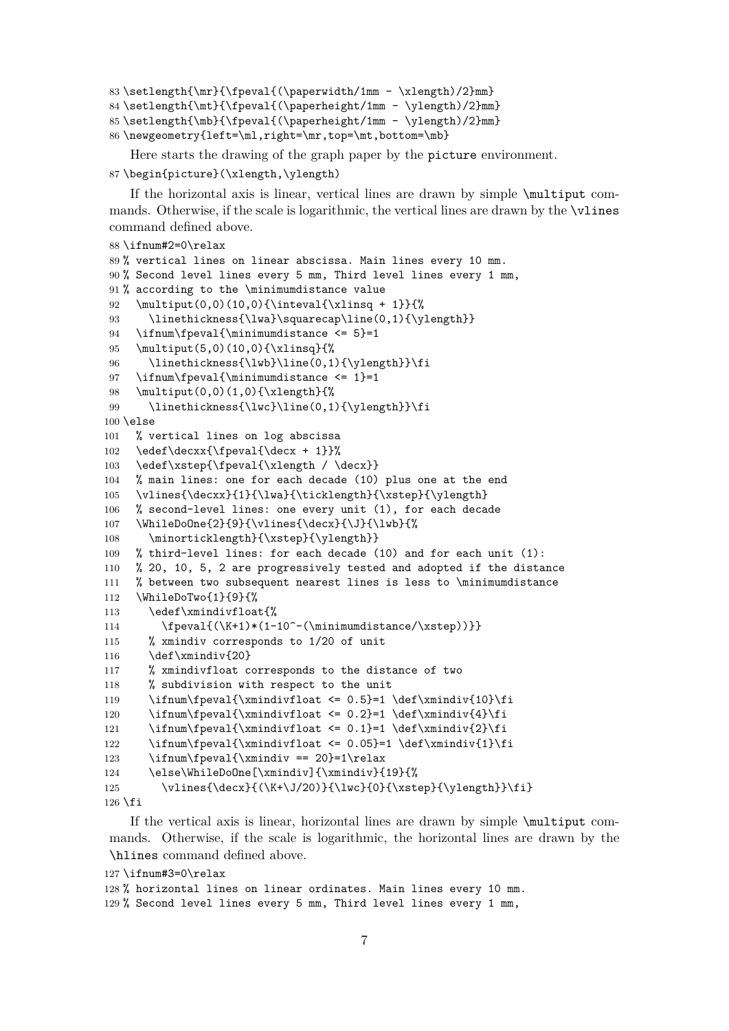```
83 \setlength{\mr}{\fpeval{(\paperwidth/1mm - \xlength)/2}mm}
84 \setlength{\mt}{\fpeval{(\paperheight/1mm - \ylength)/2}mm}
85 \setlength{\mb}{\fpeval{(\paperheight/1mm - \ylength)/2}mm}
86 \newgeometry{left=\ml,right=\mr,top=\mt,bottom=\mb}
```

Here starts the drawing of the graph paper by the `picture` environment.

```
87 \begin{picture}(\xlength,\ylength)
```

If the horizontal axis is linear, vertical lines are drawn by simple `\multiput` commands. Otherwise, if the scale is logarithmic, the vertical lines are drawn by the `\vlines` command defined above.

```
88 \ifnum#2=0\relax
89 % vertical lines on linear abscissa. Main lines every 10 mm.
90 % Second level lines every 5 mm, Third level lines every 1 mm,
91 % according to the \minimumdistance value
92   \multiput(0,0)(10,0){\inteval{\xlinsq + 1}}{%
93     \linethickness{\lwa}\squarecap\line(0,1){\ylength}}
94   \ifnum\fpeval{\minimumdistance <= 5}=1
95   \multiput(5,0)(10,0){\xlinsq}{%
96     \linethickness{\lwb}\line(0,1){\ylength}}\fi
97   \ifnum\fpeval{\minimumdistance <= 1}=1
98   \multiput(0,0)(1,0){\xlength}{%
99     \linethickness{\lwc}\line(0,1){\ylength}}\fi
100 \else
101   % vertical lines on log abscissa
102   \edef\decxx{\fpeval{\decx + 1}}%
103   \edef\xstep{\fpeval{\xlength / \decx}}
104   % main lines: one for each decade (10) plus one at the end
105   \vlines{\decxx}{1}{\lwa}{\ticklength}{\xstep}{\ylength}
106   % second-level lines: one every unit (1), for each decade
107   \WhileDoOne{2}{9}{\vlines{\decx}{\J}{\lwb}{%
108     \minorticklength}{\xstep}{\ylength}}
109   % third-level lines: for each decade (10) and for each unit (1):
110   % 20, 10, 5, 2 are progressively tested and adopted if the distance
111   % between two subsequent nearest lines is less to \minimumdistance
112   \WhileDoTwo{1}{9}{%
113     \edef\xmindivfloat{%
114       \fpeval{(\K+1)*(1-10^-(\minimumdistance/\xstep))}}
115     % xmindiv corresponds to 1/20 of unit
116     \def\xmindiv{20}
117     % xmindivfloat corresponds to the distance of two
118     % subdivision with respect to the unit
119     \ifnum\fpeval{\xmindivfloat <= 0.5}=1 \def\xmindiv{10}\fi
120     \ifnum\fpeval{\xmindivfloat <= 0.2}=1 \def\xmindiv{4}\fi
121     \ifnum\fpeval{\xmindivfloat <= 0.1}=1 \def\xmindiv{2}\fi
122     \ifnum\fpeval{\xmindivfloat <= 0.05}=1 \def\xmindiv{1}\fi
123     \ifnum\fpeval{\xmindiv == 20}=1\relax
124     \else\WhileDoOne[\xmindiv]{\xmindiv}{19}{%
125       \vlines{\decx}{(\K+\J/20)}{\lwc}{0}{\xstep}{\ylength}}\fi}
126 \fi
```

If the vertical axis is linear, horizontal lines are drawn by simple `\multiput` commands. Otherwise, if the scale is logarithmic, the horizontal lines are drawn by the `\hlines` command defined above.

```
127 \ifnum#3=0\relax
128 % horizontal lines on linear ordinates. Main lines every 10 mm.
129 % Second level lines every 5 mm, Third level lines every 1 mm,
```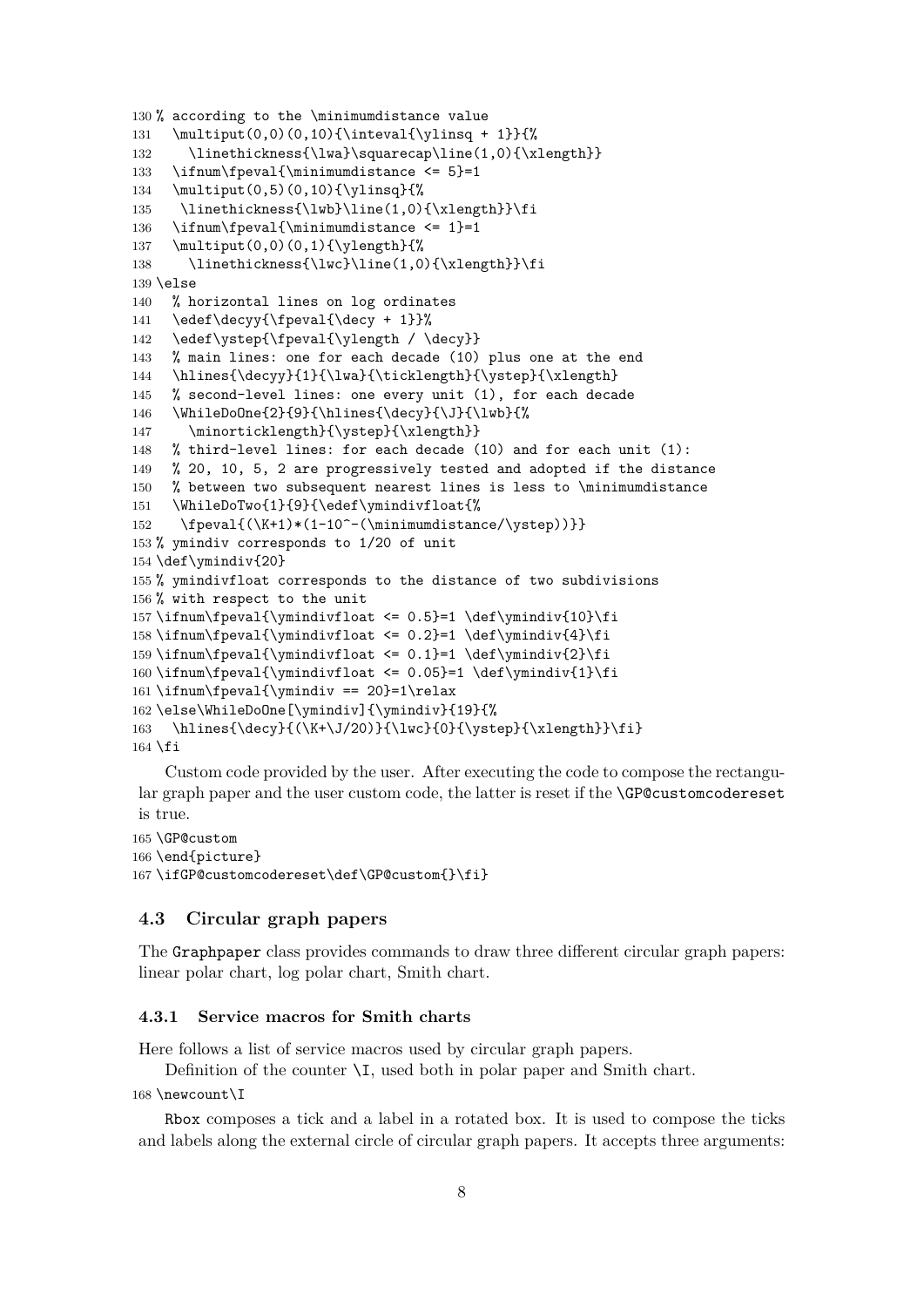```
130 % according to the \minimumdistance value
131   \multiput(0,0)(0,10){\inteval{\ylinsq + 1}}{%
132     \linethickness{\lwa}\squarecap\line(1,0){\xlength}}
133   \ifnum\fpeval{\minimumdistance <= 5}=1
134   \multiput(0,5)(0,10){\ylinsq}{%
135    \linethickness{\lwb}\line(1,0){\xlength}}\fi
136   \ifnum\fpeval{\minimumdistance <= 1}=1
137   \multiput(0,0)(0,1){\ylength}{%
138     \linethickness{\lwc}\line(1,0){\xlength}}\fi
139 \else
140   % horizontal lines on log ordinates
141   \edef\decyy{\fpeval{\decy + 1}}%
142   \edef\ystep{\fpeval{\ylength / \decy}}
143   % main lines: one for each decade (10) plus one at the end
144   \hlines{\decyy}{1}{\lwa}{\ticklength}{\ystep}{\xlength}
145   % second-level lines: one every unit (1), for each decade
146   \WhileDoOne{2}{9}{\hlines{\decy}{\J}{\lwb}{%
147     \minorticklength}{\ystep}{\xlength}}
148   % third-level lines: for each decade (10) and for each unit (1):
149   % 20, 10, 5, 2 are progressively tested and adopted if the distance
150   % between two subsequent nearest lines is less to \minimumdistance
151   \WhileDoTwo{1}{9}{\edef\ymindivfloat{%
152    \fpeval{(\K+1)*(1-10^-(\minimumdistance/\ystep))}}
153 % ymindiv corresponds to 1/20 of unit
154 \def\ymindiv{20}
155 % ymindivfloat corresponds to the distance of two subdivisions
156 % with respect to the unit
157 \ifnum\fpeval{\ymindivfloat <= 0.5}=1 \def\ymindiv{10}\fi
158 \ifnum\fpeval{\ymindivfloat <= 0.2}=1 \def\ymindiv{4}\fi
159 \ifnum\fpeval{\ymindivfloat <= 0.1}=1 \def\ymindiv{2}\fi
160 \ifnum\fpeval{\ymindivfloat <= 0.05}=1 \def\ymindiv{1}\fi
161 \ifnum\fpeval{\ymindiv == 20}=1\relax
162 \else\WhileDoOne[\ymindiv]{\ymindiv}{19}{%
163   \hlines{\decy}{(\K+\J/20)}{\lwc}{0}{\ystep}{\xlength}}\fi}
164 \fi
```

Custom code provided by the user. After executing the code to compose the rectangular graph paper and the user custom code, the latter is reset if the `\GP@customcodereset` is true.

```
165 \GP@custom
166 \end{picture}
167 \ifGP@customcodereset\def\GP@custom{}\fi}
```

## 4.3 Circular graph papers

The `Graphpaper` class provides commands to draw three different circular graph papers: linear polar chart, log polar chart, Smith chart.

### 4.3.1 Service macros for Smith charts

Here follows a list of service macros used by circular graph papers.

Definition of the counter `\I`, used both in polar paper and Smith chart.

```
168 \newcount\I
```

`Rbox` composes a tick and a label in a rotated box. It is used to compose the ticks and labels along the external circle of circular graph papers. It accepts three arguments: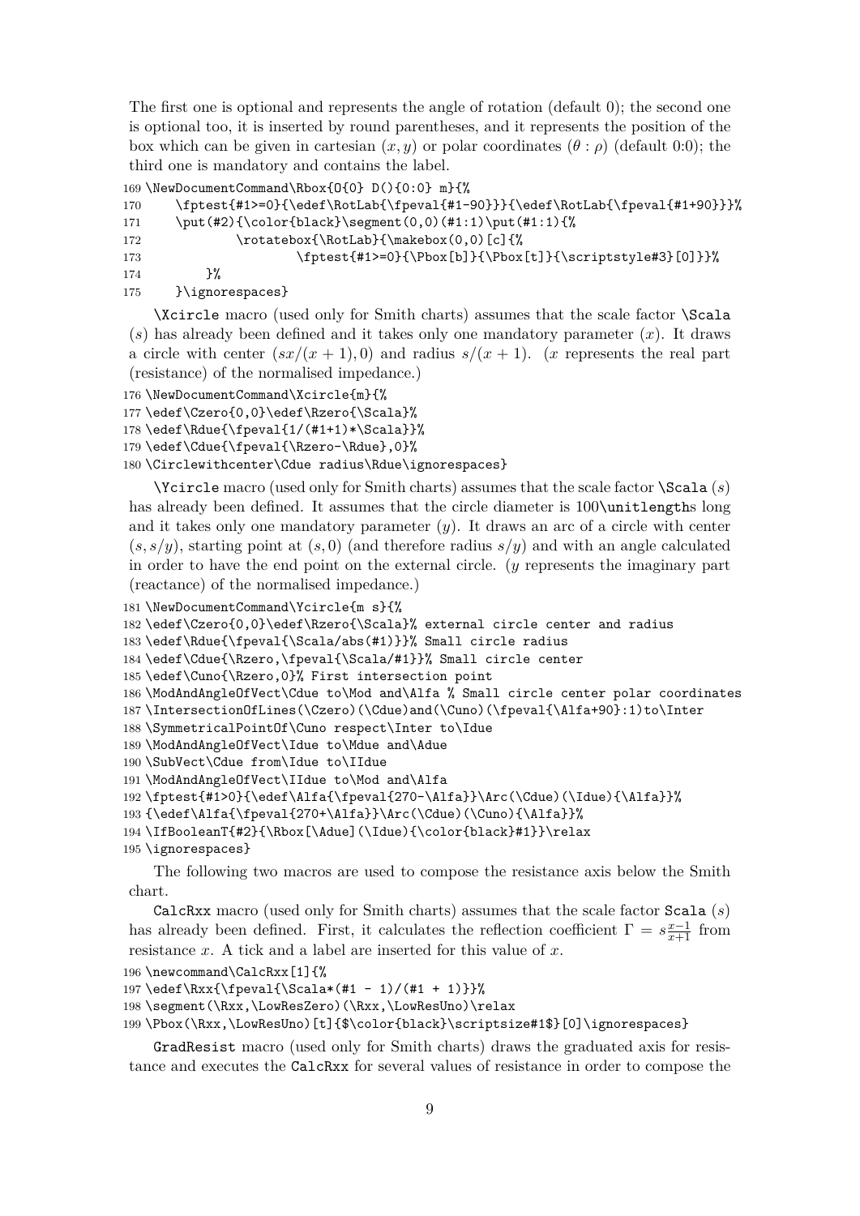The first one is optional and represents the angle of rotation (default 0); the second one is optional too, it is inserted by round parentheses, and it represents the position of the box which can be given in cartesian $(x, y)$ or polar coordinates $(\theta : \rho)$ (default 0:0); the third one is mandatory and contains the label.

```
169 \NewDocumentCommand\Rbox{O{0} D(){0:0} m}{%
170     \fptest{#1>=0}{\edef\RotLab{\fpeval{#1-90}}}{\edef\RotLab{\fpeval{#1+90}}}%
171     \put(#2){\color{black}\segment(0,0)(#1:1)\put(#1:1){%
172             \rotatebox{\RotLab}{\makebox(0,0)[c]{%
173                     \fptest{#1>=0}{\Pbox[b]}{\Pbox[t]}{\scriptstyle#3}[0]}}%
174         }%
175     }\ignorespaces}
```

`\Xcircle` macro (used only for Smith charts) assumes that the scale factor `\Scala` ($s$) has already been defined and it takes only one mandatory parameter ($x$). It draws a circle with center $(sx/(x+1), 0)$ and radius $s/(x+1)$. ($x$ represents the real part (resistance) of the normalised impedance.)

```
176 \NewDocumentCommand\Xcircle{m}{%
177 \edef\Czero{0,0}\edef\Rzero{\Scala}%
178 \edef\Rdue{\fpeval{1/(#1+1)*\Scala}}%
179 \edef\Cdue{\fpeval{\Rzero-\Rdue},0}%
180 \Circlewithcenter\Cdue radius\Rdue\ignorespaces}
```

`\Ycircle` macro (used only for Smith charts) assumes that the scale factor `\Scala` ($s$) has already been defined. It assumes that the circle diameter is 100`\unitlength`s long and it takes only one mandatory parameter ($y$). It draws an arc of a circle with center $(s, s/y)$, starting point at $(s, 0)$ (and therefore radius $s/y$) and with an angle calculated in order to have the end point on the external circle. ($y$ represents the imaginary part (reactance) of the normalised impedance.)

```
181 \NewDocumentCommand\Ycircle{m s}{%
182 \edef\Czero{0,0}\edef\Rzero{\Scala}% external circle center and radius
183 \edef\Rdue{\fpeval{\Scala/abs(#1)}}% Small circle radius
184 \edef\Cdue{\Rzero,\fpeval{\Scala/#1}}% Small circle center
185 \edef\Cuno{\Rzero,0}% First intersection point
186 \ModAndAngleOfVect\Cdue to\Mod and\Alfa % Small circle center polar coordinates
187 \IntersectionOfLines(\Czero)(\Cdue)and(\Cuno)(\fpeval{\Alfa+90}:1)to\Inter
188 \SymmetricalPointOf\Cuno respect\Inter to\Idue
189 \ModAndAngleOfVect\Idue to\Mdue and\Adue
190 \SubVect\Cdue from\Idue to\IIdue
191 \ModAndAngleOfVect\IIdue to\Mod and\Alfa
192 \fptest{#1>0}{\edef\Alfa{\fpeval{270-\Alfa}}\Arc(\Cdue)(\Idue){\Alfa}}%
193 {\edef\Alfa{\fpeval{270+\Alfa}}\Arc(\Cdue)(\Cuno){\Alfa}}%
194 \IfBooleanT{#2}{\Rbox[\Adue](\Idue){\color{black}#1}}\relax
195 \ignorespaces}
```

The following two macros are used to compose the resistance axis below the Smith chart.

`CalcRxx` macro (used only for Smith charts) assumes that the scale factor `Scala` ($s$) has already been defined. First, it calculates the reflection coefficient $\Gamma = s\frac{x-1}{x+1}$ from resistance $x$. A tick and a label are inserted for this value of $x$.

```
196 \newcommand\CalcRxx[1]{%
197 \edef\Rxx{\fpeval{\Scala*(#1 - 1)/(#1 + 1)}}%
198 \segment(\Rxx,\LowResZero)(\Rxx,\LowResUno)\relax
199 \Pbox(\Rxx,\LowResUno)[t]{$\color{black}\scriptsize#1$}[0]\ignorespaces}
```

`GradResist` macro (used only for Smith charts) draws the graduated axis for resistance and executes the `CalcRxx` for several values of resistance in order to compose the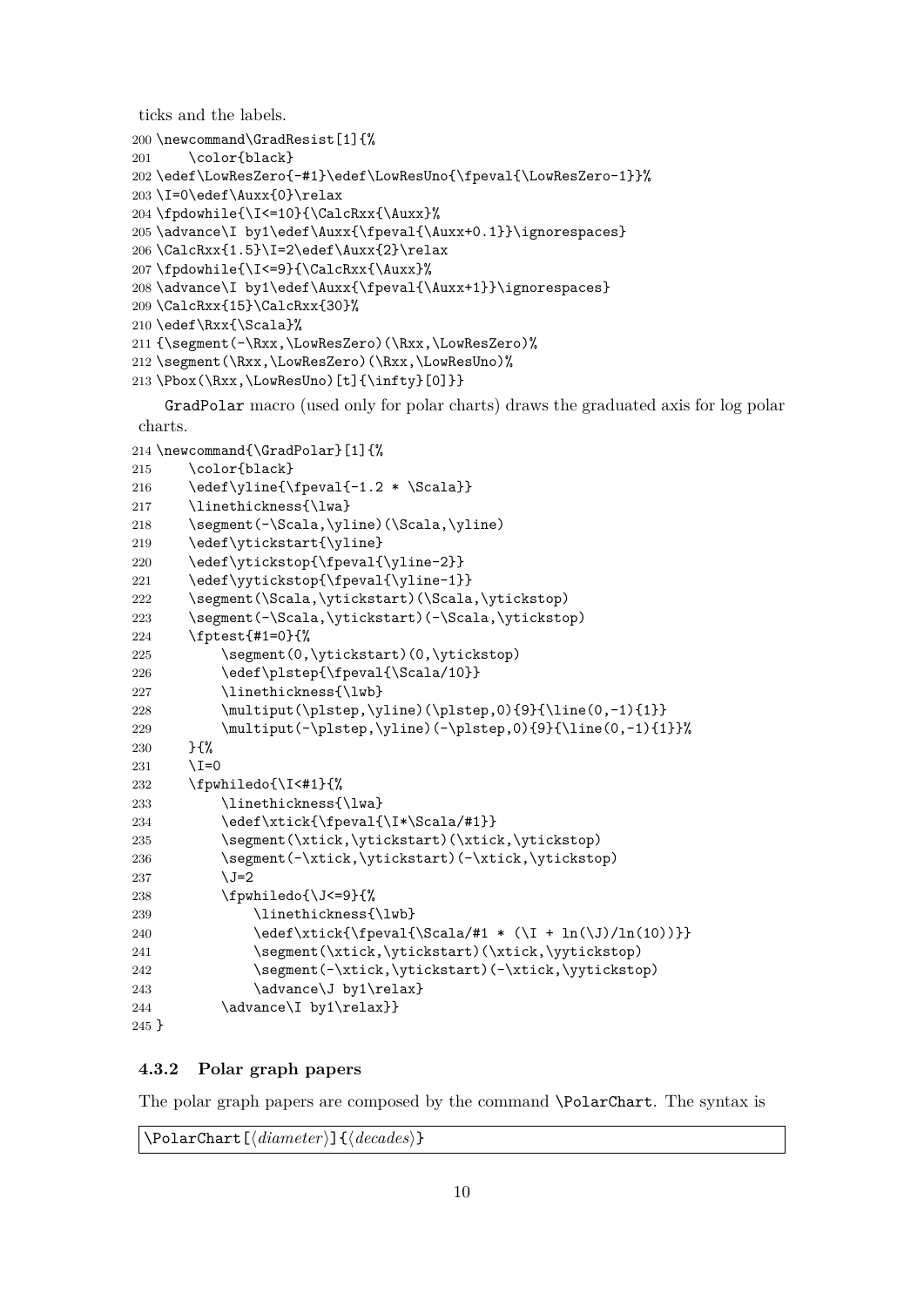ticks and the labels.

```
200 \newcommand\GradResist[1]{%
201     \color{black}
202 \edef\LowResZero{-#1}\edef\LowResUno{\fpeval{\LowResZero-1}}%
203 \I=0\edef\Auxx{0}\relax
204 \fpdowhile{\I<=10}{\CalcRxx{\Auxx}%
205 \advance\I by1\edef\Auxx{\fpeval{\Auxx+0.1}}\ignorespaces}
206 \CalcRxx{1.5}\I=2\edef\Auxx{2}\relax
207 \fpdowhile{\I<=9}{\CalcRxx{\Auxx}%
208 \advance\I by1\edef\Auxx{\fpeval{\Auxx+1}}\ignorespaces}
209 \CalcRxx{15}\CalcRxx{30}%
210 \edef\Rxx{\Scala}%
211 {\segment(-\Rxx,\LowResZero)(\Rxx,\LowResZero)%
212 \segment(\Rxx,\LowResZero)(\Rxx,\LowResUno)%
213 \Pbox(\Rxx,\LowResUno)[t]{\infty}[0]}}
```

GradPolar macro (used only for polar charts) draws the graduated axis for log polar charts.

```
214 \newcommand{\GradPolar}[1]{%
215     \color{black}
216     \edef\yline{\fpeval{-1.2 * \Scala}}
217     \linethickness{\lwa}
218     \segment(-\Scala,\yline)(\Scala,\yline)
219     \edef\ytickstart{\yline}
220     \edef\ytickstop{\fpeval{\yline-2}}
221     \edef\yytickstop{\fpeval{\yline-1}}
222     \segment(\Scala,\ytickstart)(\Scala,\ytickstop)
223     \segment(-\Scala,\ytickstart)(-\Scala,\ytickstop)
224     \fptest{#1=0}{%
225         \segment(0,\ytickstart)(0,\ytickstop)
226         \edef\plstep{\fpeval{\Scala/10}}
227         \linethickness{\lwb}
228         \multiput(\plstep,\yline)(\plstep,0){9}{\line(0,-1){1}}
229         \multiput(-\plstep,\yline)(-\plstep,0){9}{\line(0,-1){1}}%
230     }{%
231     \I=0
232     \fpwhiledo{\I<#1}{%
233         \linethickness{\lwa}
234         \edef\xtick{\fpeval{\I*\Scala/#1}}
235         \segment(\xtick,\ytickstart)(\xtick,\ytickstop)
236         \segment(-\xtick,\ytickstart)(-\xtick,\ytickstop)
237         \J=2
238         \fpwhiledo{\J<=9}{%
239             \linethickness{\lwb}
240             \edef\xtick{\fpeval{\Scala/#1 * (\I + ln(\J)/ln(10))}}
241             \segment(\xtick,\ytickstart)(\xtick,\yytickstop)
242             \segment(-\xtick,\ytickstart)(-\xtick,\yytickstop)
243             \advance\J by1\relax}
244         \advance\I by1\relax}}
245 }
```

### 4.3.2 Polar graph papers

The polar graph papers are composed by the command `\PolarChart`. The syntax is

`\PolarChart[`⟨*diameter*⟩`]{`⟨*decades*⟩`}`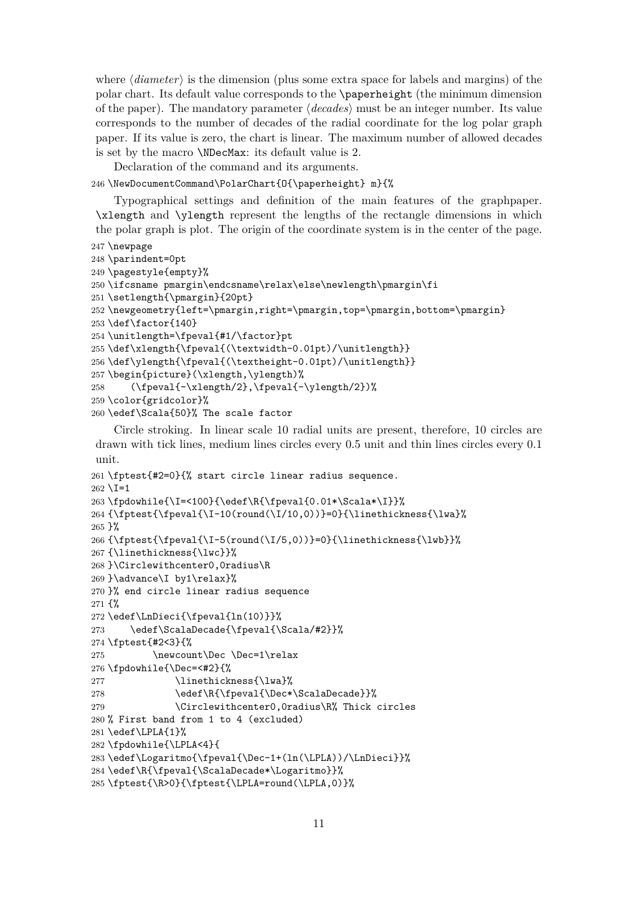where ⟨*diameter*⟩ is the dimension (plus some extra space for labels and margins) of the polar chart. Its default value corresponds to the `\paperheight` (the minimum dimension of the paper). The mandatory parameter ⟨*decades*⟩ must be an integer number. Its value corresponds to the number of decades of the radial coordinate for the log polar graph paper. If its value is zero, the chart is linear. The maximum number of allowed decades is set by the macro `\NDecMax`: its default value is 2.

Declaration of the command and its arguments.

```
246 \NewDocumentCommand\PolarChart{O{\paperheight} m}{%
```

Typographical settings and definition of the main features of the graphpaper. `\xlength` and `\ylength` represent the lengths of the rectangle dimensions in which the polar graph is plot. The origin of the coordinate system is in the center of the page.

```
247 \newpage
248 \parindent=0pt
249 \pagestyle{empty}%
250 \ifcsname pmargin\endcsname\relax\else\newlength\pmargin\fi
251 \setlength{\pmargin}{20pt}
252 \newgeometry{left=\pmargin,right=\pmargin,top=\pmargin,bottom=\pmargin}
253 \def\factor{140}
254 \unitlength=\fpeval{#1/\factor}pt
255 \def\xlength{\fpeval{(\textwidth-0.01pt)/\unitlength}}
256 \def\ylength{\fpeval{(\textheight-0.01pt)/\unitlength}}
257 \begin{picture}(\xlength,\ylength)%
258     (\fpeval{-\xlength/2},\fpeval{-\ylength/2})%
259 \color{gridcolor}%
260 \edef\Scala{50}% The scale factor
```

Circle stroking. In linear scale 10 radial units are present, therefore, 10 circles are drawn with tick lines, medium lines circles every 0.5 unit and thin lines circles every 0.1 unit.

```
261 \fptest{#2=0}{% start circle linear radius sequence.
262 \I=1
263 \fpdowhile{\I=<100}{\edef\R{\fpeval{0.01*\Scala*\I}}%
264 {\fptest{\fpeval{\I-10(round(\I/10,0))}=0}{\linethickness{\lwa}%
265 }%
266 {\fptest{\fpeval{\I-5(round(\I/5,0))}=0}{\linethickness{\lwb}}%
267 {\linethickness{\lwc}}%
268 }\Circlewithcenter0,0radius\R
269 }\advance\I by1\relax}%
270 }% end circle linear radius sequence
271 {%
272 \edef\LnDieci{\fpeval{ln(10)}}%
273     \edef\ScalaDecade{\fpeval{\Scala/#2}}%
274 \fptest{#2<3}{%
275         \newcount\Dec \Dec=1\relax
276 \fpdowhile{\Dec=<#2}{%
277             \linethickness{\lwa}%
278             \edef\R{\fpeval{\Dec*\ScalaDecade}}%
279             \Circlewithcenter0,0radius\R% Thick circles
280 % First band from 1 to 4 (excluded)
281 \edef\LPLA{1}%
282 \fpdowhile{\LPLA<4}{
283 \edef\Logaritmo{\fpeval{\Dec-1+(ln(\LPLA))/\LnDieci}}%
284 \edef\R{\fpeval{\ScalaDecade*\Logaritmo}}%
285 \fptest{\R>0}{\fptest{\LPLA=round(\LPLA,0)}%
```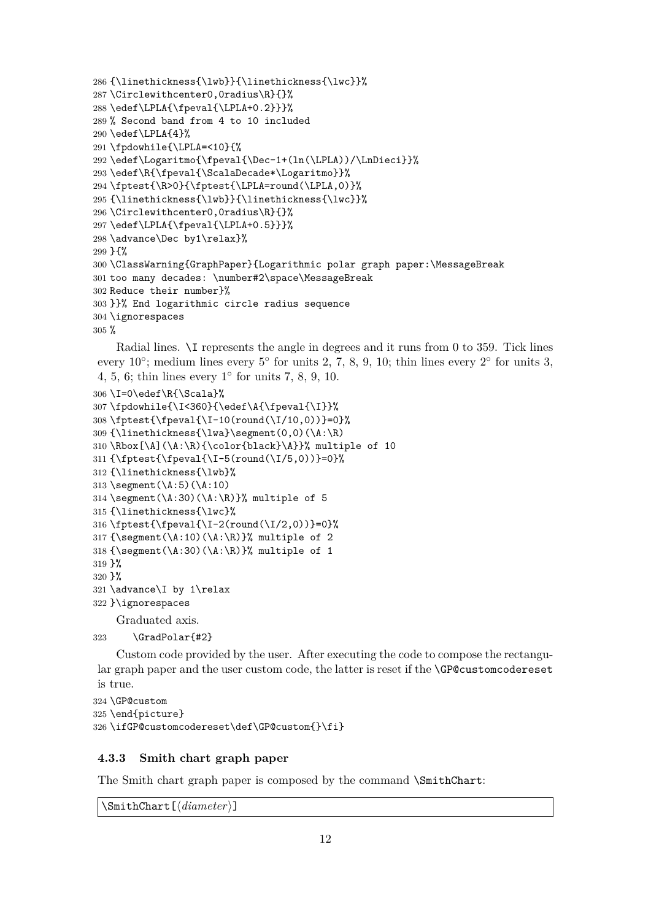```
286 {\linethickness{\lwb}}{\linethickness{\lwc}}%
287 \Circlewithcenter0,0radius\R{}%
288 \edef\LPLA{\fpeval{\LPLA+0.2}}}%
289 % Second band from 4 to 10 included
290 \edef\LPLA{4}%
291 \fpdowhile{\LPLA=<10}{%
292 \edef\Logaritmo{\fpeval{\Dec-1+(ln(\LPLA))/\LnDieci}}%
293 \edef\R{\fpeval{\ScalaDecade*\Logaritmo}}%
294 \fptest{\R>0}{\fptest{\LPLA=round(\LPLA,0)}%
295 {\linethickness{\lwb}}{\linethickness{\lwc}}%
296 \Circlewithcenter0,0radius\R{}%
297 \edef\LPLA{\fpeval{\LPLA+0.5}}}%
298 \advance\Dec by1\relax}%
299 }{%
300 \ClassWarning{GraphPaper}{Logarithmic polar graph paper:\MessageBreak
301 too many decades: \number#2\space\MessageBreak
302 Reduce their number}%
303 }}% End logarithmic circle radius sequence
304 \ignorespaces
305 %
```

Radial lines. `\I` represents the angle in degrees and it runs from 0 to 359. Tick lines every 10°; medium lines every 5° for units 2, 7, 8, 9, 10; thin lines every 2° for units 3, 4, 5, 6; thin lines every 1° for units 7, 8, 9, 10.

```
306 \I=0\edef\R{\Scala}%
307 \fpdowhile{\I<360}{\edef\A{\fpeval{\I}}%
308 \fptest{\fpeval{\I-10(round(\I/10,0))}=0}%
309 {\linethickness{\lwa}\segment(0,0)(\A:\R)
310 \Rbox[\A](\A:\R){\color{black}\A}}% multiple of 10
311 {\fptest{\fpeval{\I-5(round(\I/5,0))}=0}%
312 {\linethickness{\lwb}%
313 \segment(\A:5)(\A:10)
314 \segment(\A:30)(\A:\R)}% multiple of 5
315 {\linethickness{\lwc}%
316 \fptest{\fpeval{\I-2(round(\I/2,0))}=0}%
317 {\segment(\A:10)(\A:\R)}% multiple of 2
318 {\segment(\A:30)(\A:\R)}% multiple of 1
319 }%
320 }%
321 \advance\I by 1\relax
322 }\ignorespaces
```

Graduated axis.

```
323     \GradPolar{#2}
```

Custom code provided by the user. After executing the code to compose the rectangular graph paper and the user custom code, the latter is reset if the `\GP@customcodereset` is true.

```
324 \GP@custom
325 \end{picture}
326 \ifGP@customcodereset\def\GP@custom{}\fi}
```

### 4.3.3 Smith chart graph paper

The Smith chart graph paper is composed by the command `\SmithChart`:

```
\SmithChart[⟨diameter⟩]
```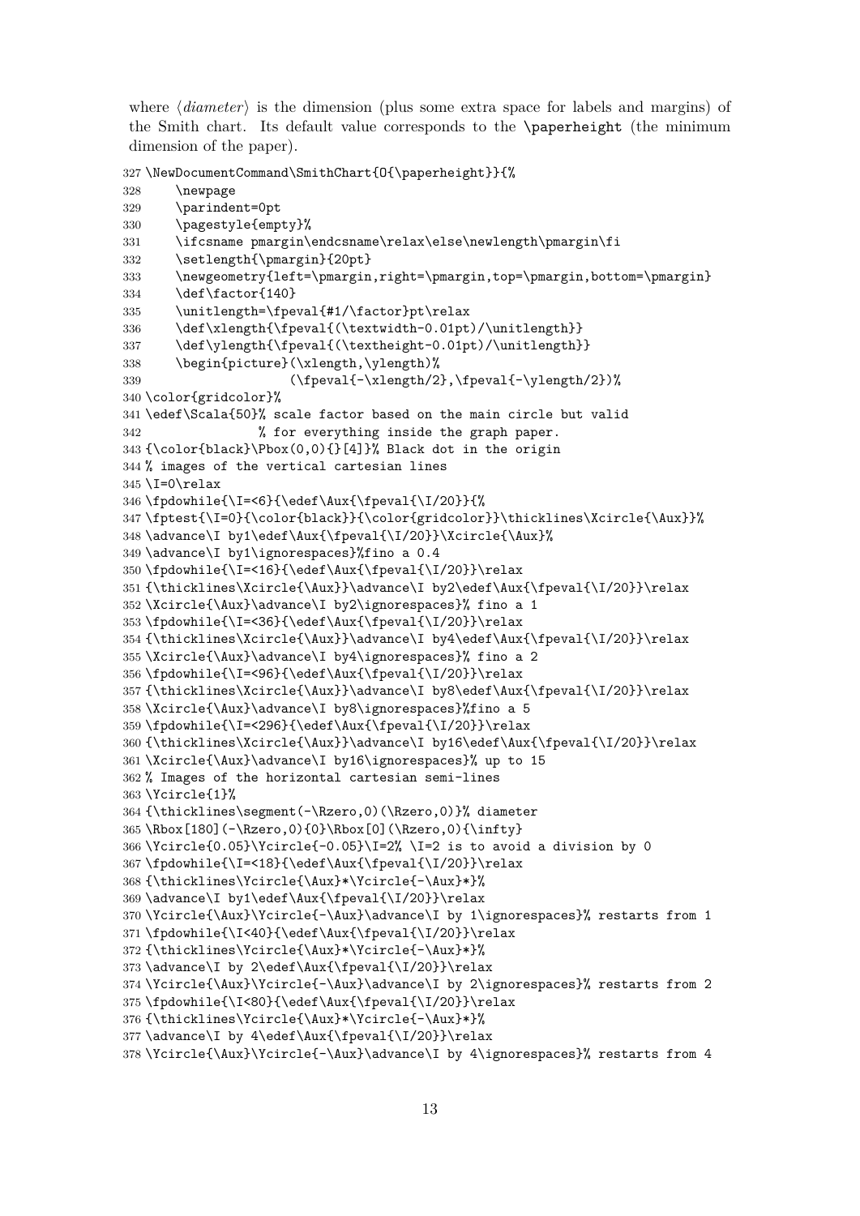where ⟨*diameter*⟩ is the dimension (plus some extra space for labels and margins) of the Smith chart. Its default value corresponds to the `\paperheight` (the minimum dimension of the paper).

```
327 \NewDocumentCommand\SmithChart{O{\paperheight}}{%
328     \newpage
329     \parindent=0pt
330     \pagestyle{empty}%
331     \ifcsname pmargin\endcsname\relax\else\newlength\pmargin\fi
332     \setlength{\pmargin}{20pt}
333     \newgeometry{left=\pmargin,right=\pmargin,top=\pmargin,bottom=\pmargin}
334     \def\factor{140}
335     \unitlength=\fpeval{#1/\factor}pt\relax
336     \def\xlength{\fpeval{(\textwidth-0.01pt)/\unitlength}}
337     \def\ylength{\fpeval{(\textheight-0.01pt)/\unitlength}}
338     \begin{picture}(\xlength,\ylength)%
339                    (\fpeval{-\xlength/2},\fpeval{-\ylength/2})%
340 \color{gridcolor}%
341 \edef\Scala{50}% scale factor based on the main circle but valid
342               % for everything inside the graph paper.
343 {\color{black}\Pbox(0,0){}[4]}% Black dot in the origin
344 % images of the vertical cartesian lines
345 \I=0\relax
346 \fpdowhile{\I=<6}{\edef\Aux{\fpeval{\I/20}}{%
347 \fptest{\I=0}{\color{black}}{\color{gridcolor}}\thicklines\Xcircle{\Aux}}%
348 \advance\I by1\edef\Aux{\fpeval{\I/20}}\Xcircle{\Aux}%
349 \advance\I by1\ignorespaces}%fino a 0.4
350 \fpdowhile{\I=<16}{\edef\Aux{\fpeval{\I/20}}\relax
351 {\thicklines\Xcircle{\Aux}}\advance\I by2\edef\Aux{\fpeval{\I/20}}\relax
352 \Xcircle{\Aux}\advance\I by2\ignorespaces}% fino a 1
353 \fpdowhile{\I=<36}{\edef\Aux{\fpeval{\I/20}}\relax
354 {\thicklines\Xcircle{\Aux}}\advance\I by4\edef\Aux{\fpeval{\I/20}}\relax
355 \Xcircle{\Aux}\advance\I by4\ignorespaces}% fino a 2
356 \fpdowhile{\I=<96}{\edef\Aux{\fpeval{\I/20}}\relax
357 {\thicklines\Xcircle{\Aux}}\advance\I by8\edef\Aux{\fpeval{\I/20}}\relax
358 \Xcircle{\Aux}\advance\I by8\ignorespaces}%fino a 5
359 \fpdowhile{\I=<296}{\edef\Aux{\fpeval{\I/20}}\relax
360 {\thicklines\Xcircle{\Aux}}\advance\I by16\edef\Aux{\fpeval{\I/20}}\relax
361 \Xcircle{\Aux}\advance\I by16\ignorespaces}% up to 15
362 % Images of the horizontal cartesian semi-lines
363 \Ycircle{1}%
364 {\thicklines\segment(-\Rzero,0)(\Rzero,0)}% diameter
365 \Rbox[180](-\Rzero,0){0}\Rbox[0](\Rzero,0){\infty}
366 \Ycircle{0.05}\Ycircle{-0.05}\I=2% \I=2 is to avoid a division by 0
367 \fpdowhile{\I=<18}{\edef\Aux{\fpeval{\I/20}}\relax
368 {\thicklines\Ycircle{\Aux}*\Ycircle{-\Aux}*}%
369 \advance\I by1\edef\Aux{\fpeval{\I/20}}\relax
370 \Ycircle{\Aux}\Ycircle{-\Aux}\advance\I by 1\ignorespaces}% restarts from 1
371 \fpdowhile{\I<40}{\edef\Aux{\fpeval{\I/20}}\relax
372 {\thicklines\Ycircle{\Aux}*\Ycircle{-\Aux}*}%
373 \advance\I by 2\edef\Aux{\fpeval{\I/20}}\relax
374 \Ycircle{\Aux}\Ycircle{-\Aux}\advance\I by 2\ignorespaces}% restarts from 2
375 \fpdowhile{\I<80}{\edef\Aux{\fpeval{\I/20}}\relax
376 {\thicklines\Ycircle{\Aux}*\Ycircle{-\Aux}*}%
377 \advance\I by 4\edef\Aux{\fpeval{\I/20}}\relax
378 \Ycircle{\Aux}\Ycircle{-\Aux}\advance\I by 4\ignorespaces}% restarts from 4
```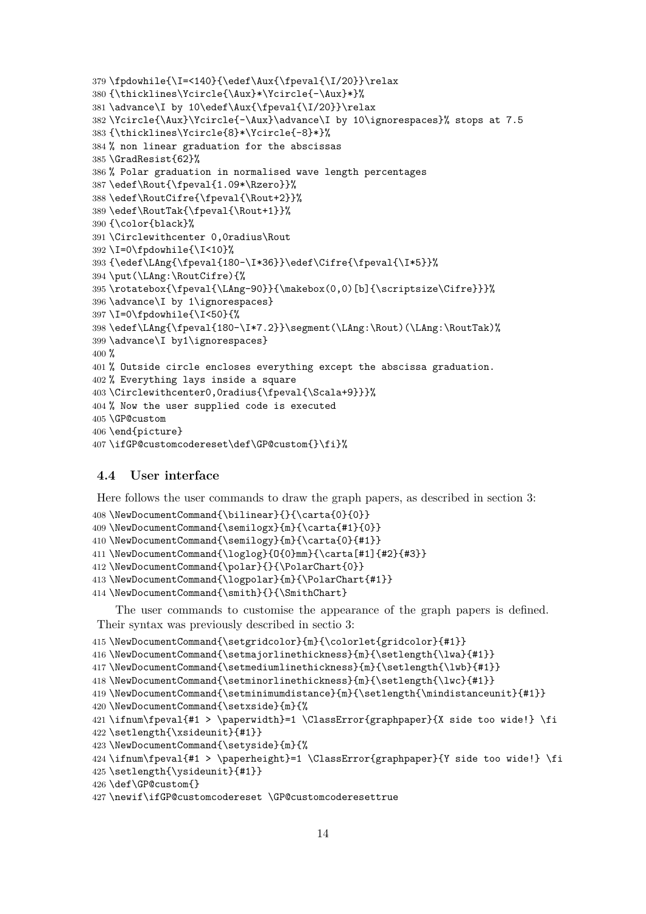```
379 \fpdowhile{\I=<140}{\edef\Aux{\fpeval{\I/20}}\relax
380 {\thicklines\Ycircle{\Aux}*\Ycircle{-\Aux}*}%
381 \advance\I by 10\edef\Aux{\fpeval{\I/20}}\relax
382 \Ycircle{\Aux}\Ycircle{-\Aux}\advance\I by 10\ignorespaces}% stops at 7.5
383 {\thicklines\Ycircle{8}*\Ycircle{-8}*}%
384 % non linear graduation for the abscissas
385 \GradResist{62}%
386 % Polar graduation in normalised wave length percentages
387 \edef\Rout{\fpeval{1.09*\Rzero}}%
388 \edef\RoutCifre{\fpeval{\Rout+2}}%
389 \edef\RoutTak{\fpeval{\Rout+1}}%
390 {\color{black}%
391 \Circlewithcenter 0,0radius\Rout
392 \I=0\fpdowhile{\I<10}%
393 {\edef\LAng{\fpeval{180-\I*36}}\edef\Cifre{\fpeval{\I*5}}%
394 \put(\LAng:\RoutCifre){%
395 \rotatebox{\fpeval{\LAng-90}}{\makebox(0,0)[b]{\scriptsize\Cifre}}}%
396 \advance\I by 1\ignorespaces}
397 \I=0\fpdowhile{\I<50}{%
398 \edef\LAng{\fpeval{180-\I*7.2}}\segment(\LAng:\Rout)(\LAng:\RoutTak)%
399 \advance\I by1\ignorespaces}
400 %
401 % Outside circle encloses everything except the abscissa graduation.
402 % Everything lays inside a square
403 \Circlewithcenter0,0radius{\fpeval{\Scala+9}}}%
404 % Now the user supplied code is executed
405 \GP@custom
406 \end{picture}
407 \ifGP@customcodereset\def\GP@custom{}\fi}%
```

### 4.4 User interface

Here follows the user commands to draw the graph papers, as described in section 3:

```
408 \NewDocumentCommand{\bilinear}{}{\carta{0}{0}}
409 \NewDocumentCommand{\semilogx}{m}{\carta{#1}{0}}
410 \NewDocumentCommand{\semilogy}{m}{\carta{0}{#1}}
411 \NewDocumentCommand{\loglog}{O{0}mm}{\carta[#1]{#2}{#3}}
412 \NewDocumentCommand{\polar}{}{\PolarChart{0}}
413 \NewDocumentCommand{\logpolar}{m}{\PolarChart{#1}}
414 \NewDocumentCommand{\smith}{}{\SmithChart}
```

The user commands to customise the appearance of the graph papers is defined. Their syntax was previously described in sectio 3:

```
415 \NewDocumentCommand{\setgridcolor}{m}{\colorlet{gridcolor}{#1}}
416 \NewDocumentCommand{\setmajorlinethickness}{m}{\setlength{\lwa}{#1}}
417 \NewDocumentCommand{\setmediumlinethickness}{m}{\setlength{\lwb}{#1}}
418 \NewDocumentCommand{\setminorlinethickness}{m}{\setlength{\lwc}{#1}}
419 \NewDocumentCommand{\setminimumdistance}{m}{\setlength{\mindistanceunit}{#1}}
420 \NewDocumentCommand{\setxside}{m}{%
421 \ifnum\fpeval{#1 > \paperwidth}=1 \ClassError{graphpaper}{X side too wide!} \fi
422 \setlength{\xsideunit}{#1}}
423 \NewDocumentCommand{\setyside}{m}{%
424 \ifnum\fpeval{#1 > \paperheight}=1 \ClassError{graphpaper}{Y side too wide!} \fi
425 \setlength{\ysideunit}{#1}}
426 \def\GP@custom{}
427 \newif\ifGP@customcodereset \GP@customcoderesettrue
```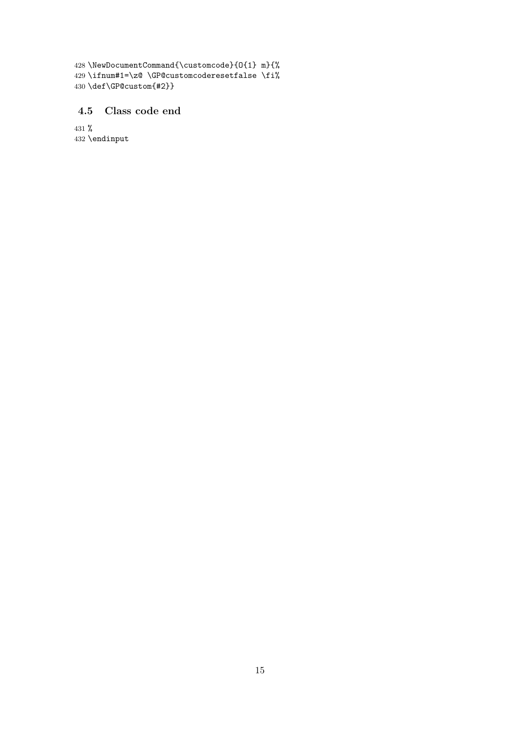```
428 \NewDocumentCommand{\customcode}{O{1} m}{%
429 \ifnum#1=\z@ \GP@customcoderesetfalse \fi%
430 \def\GP@custom{#2}}
```

### 4.5 Class code end

```
431 %
432 \endinput
```